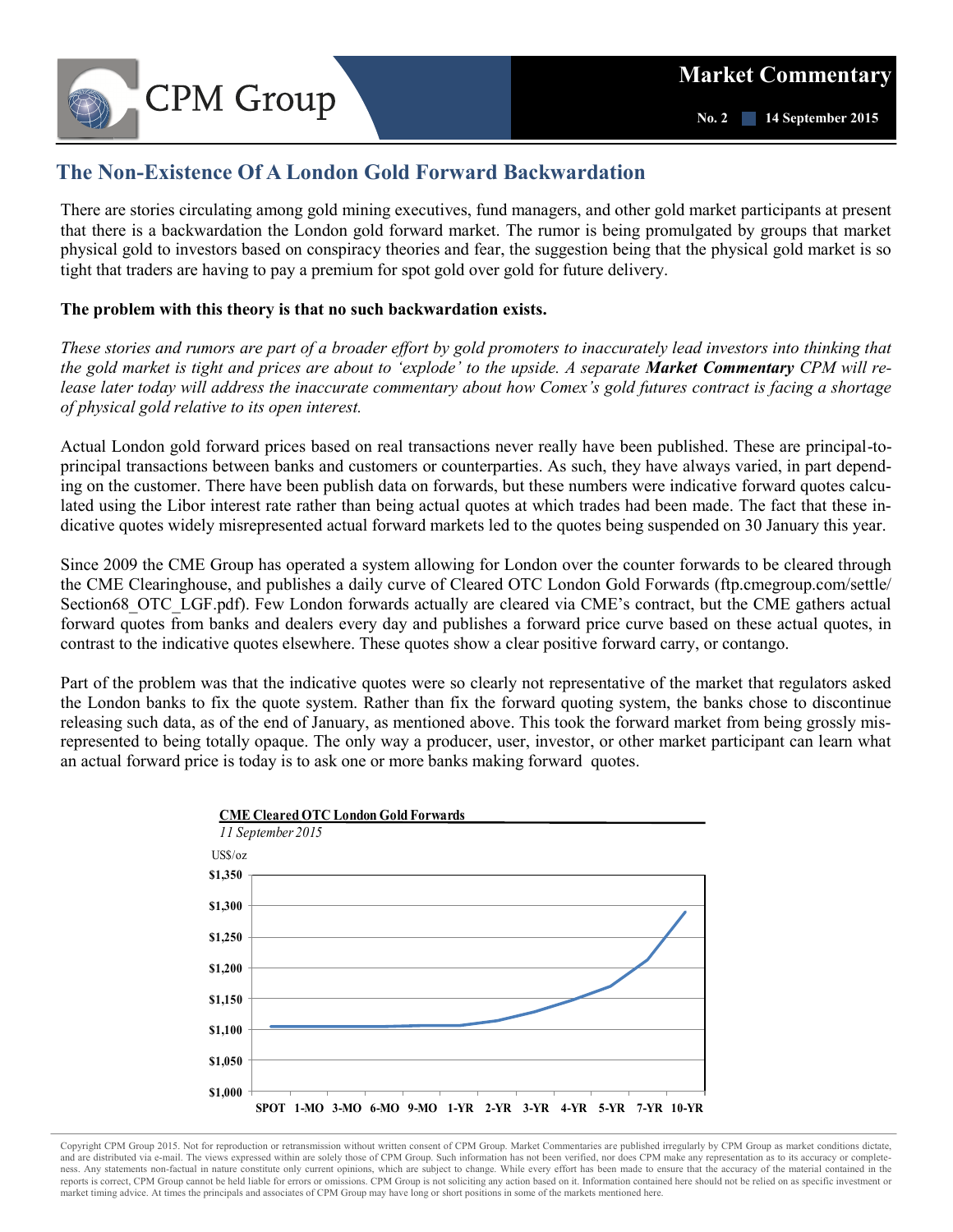# The Non-Existence Of A London Gold Forward Backwardation

There are stories circulating among gold mining executives, fund managers, and other gold market participants at present that there is a backwardation the London gold forward market. The rumor is being promulgated by groups that market physical gold to investors based on conspiracy theories and fear, the suggestion being that the physical gold market is so tight that traders are having to pay a premium for spot gold over gold for future delivery.

**The problem with this theory is that no such backwardation exists.**

*These stories and rumors are part of a broader effort by gold promoters to inaccurately lead investors into thinking that the gold market is tight and prices are about to 'explode' to the upside. A separate **Market Commentary** CPM will release later today will address the inaccurate commentary about how Comex's gold futures contract is facing a shortage of physical gold relative to its open interest.*

Actual London gold forward prices based on real transactions never really have been published. These are principal-to-principal transactions between banks and customers or counterparties. As such, they have always varied, in part depending on the customer. There have been publish data on forwards, but these numbers were indicative forward quotes calculated using the Libor interest rate rather than being actual quotes at which trades had been made. The fact that these indicative quotes widely misrepresented actual forward markets led to the quotes being suspended on 30 January this year.

Since 2009 the CME Group has operated a system allowing for London over the counter forwards to be cleared through the CME Clearinghouse, and publishes a daily curve of Cleared OTC London Gold Forwards (ftp.cmegroup.com/settle/Section68_OTC_LGF.pdf). Few London forwards actually are cleared via CME's contract, but the CME gathers actual forward quotes from banks and dealers every day and publishes a forward price curve based on these actual quotes, in contrast to the indicative quotes elsewhere. These quotes show a clear positive forward carry, or contango.

Part of the problem was that the indicative quotes were so clearly not representative of the market that regulators asked the London banks to fix the quote system. Rather than fix the forward quoting system, the banks chose to discontinue releasing such data, as of the end of January, as mentioned above. This took the forward market from being grossly misrepresented to being totally opaque. The only way a producer, user, investor, or other market participant can learn what an actual forward price is today is to ask one or more banks making forward quotes.

**CME Cleared OTC London Gold Forwards**

*11 September 2015*

US$/oz

(Chart: forward curve from SPOT, 1-MO, 3-MO, 6-MO, 9-MO, 1-YR, 2-YR, 3-YR, 4-YR, 5-YR, 7-YR, 10-YR; y-axis $1,000 to $1,350)

Copyright CPM Group 2015. Not for reproduction or retransmission without written consent of CPM Group. Market Commentaries are published irregularly by CPM Group as market conditions dictate, and are distributed via e-mail. The views expressed within are solely those of CPM Group. Such information has not been verified, nor does CPM make any representation as to its accuracy or completeness. Any statements non-factual in nature constitute only current opinions, which are subject to change. While every effort has been made to ensure that the accuracy of the material contained in the reports is correct, CPM Group cannot be held liable for errors or omissions. CPM Group is not soliciting any action based on it. Information contained here should not be relied on as specific investment or market timing advice. At times the principals and associates of CPM Group may have long or short positions in some of the markets mentioned here.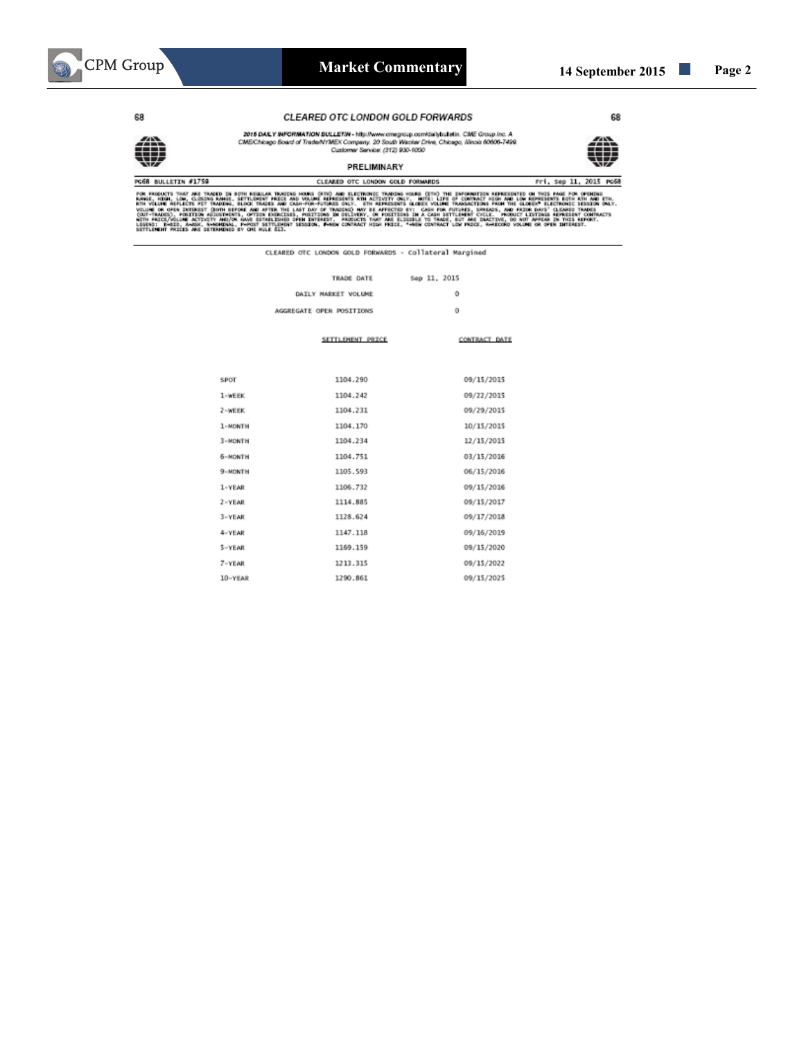68 **CLEARED OTC LONDON GOLD FORWARDS** 68

**2015 DAILY INFORMATION BULLETIN** - http://www.cmegroup.com/dailybulletin. CME Group Inc. A CME/Chicago Board of Trade/NYMEX Company. 20 South Wacker Drive, Chicago, Illinois 60606-7499. Customer Service: (312) 930-1000

**PRELIMINARY**

PG68 BULLETIN #175B CLEARED OTC LONDON GOLD FORWARDS Fri, Sep 11, 2015 PG68

FOR PRODUCTS THAT ARE TRADED IN BOTH REGULAR TRADING HOURS (RTH) AND ELECTRONIC TRADING HOURS (ETH) THE INFORMATION REPRESENTED ON THIS PAGE FOR OPENING RANGE, HIGH, LOW, CLOSING RANGE, SETTLEMENT PRICE AND VOLUME REPRESENTS RTH ACTIVITY ONLY. NOTE: LIFE OF CONTRACT HIGH AND LOW REPRESENTS BOTH RTH AND ETH. RTH VOLUME REFLECTS PIT TRADING, BLOCK TRADES AND CASH-FOR-FUTURES ONLY. ETH REPRESENTS GLOBEX VOLUME TRANSACTIONS FROM THE GLOBEX® ELECTRONIC SESSION ONLY. VOLUME OR OPEN INTEREST (BOTH BEFORE AND AFTER THE LAST DAY OF TRADING) MAY BE AFFECTED BY: CASH FOR FUTURES, SPREADS, AND PRIOR DAYS' CLEARED TRADES (OUT-TRADES), POSITION ADJUSTMENTS, OPTION EXERCISES, POSITIONS IN DELIVERY, OR POSITIONS IN A CASH SETTLEMENT CYCLE. PRODUCT LISTINGS REPRESENT CONTRACTS WITH PRICE/VOLUME ACTIVITY AND/OR HAVE ESTABLISHED OPEN INTEREST. PRODUCTS THAT ARE ELIGIBLE TO TRADE, BUT ARE INACTIVE, DO NOT APPEAR IN THIS REPORT. LEGEND: B=BID, A=ASK, N=NOMINAL, P=POST SETTLEMENT SESSION, #=NEW CONTRACT HIGH PRICE, *=NEW CONTRACT LOW PRICE, R=RECORD VOLUME OR OPEN INTEREST. SETTLEMENT PRICES ARE DETERMINED BY CME RULE 813.

CLEARED OTC LONDON GOLD FORWARDS - Collateral Margined

TRADE DATE Sep 11, 2015

DAILY MARKET VOLUME 0

AGGREGATE OPEN POSITIONS 0

| | SETTLEMENT PRICE | CONTRACT DATE |
|---|---|---|
| SPOT | 1104.290 | 09/15/2015 |
| 1-WEEK | 1104.242 | 09/22/2015 |
| 2-WEEK | 1104.231 | 09/29/2015 |
| 1-MONTH | 1104.170 | 10/15/2015 |
| 3-MONTH | 1104.234 | 12/15/2015 |
| 6-MONTH | 1104.751 | 03/15/2016 |
| 9-MONTH | 1105.593 | 06/15/2016 |
| 1-YEAR | 1106.732 | 09/15/2016 |
| 2-YEAR | 1114.885 | 09/15/2017 |
| 3-YEAR | 1128.624 | 09/17/2018 |
| 4-YEAR | 1147.118 | 09/16/2019 |
| 5-YEAR | 1169.159 | 09/15/2020 |
| 7-YEAR | 1213.315 | 09/15/2022 |
| 10-YEAR | 1290.861 | 09/15/2025 |